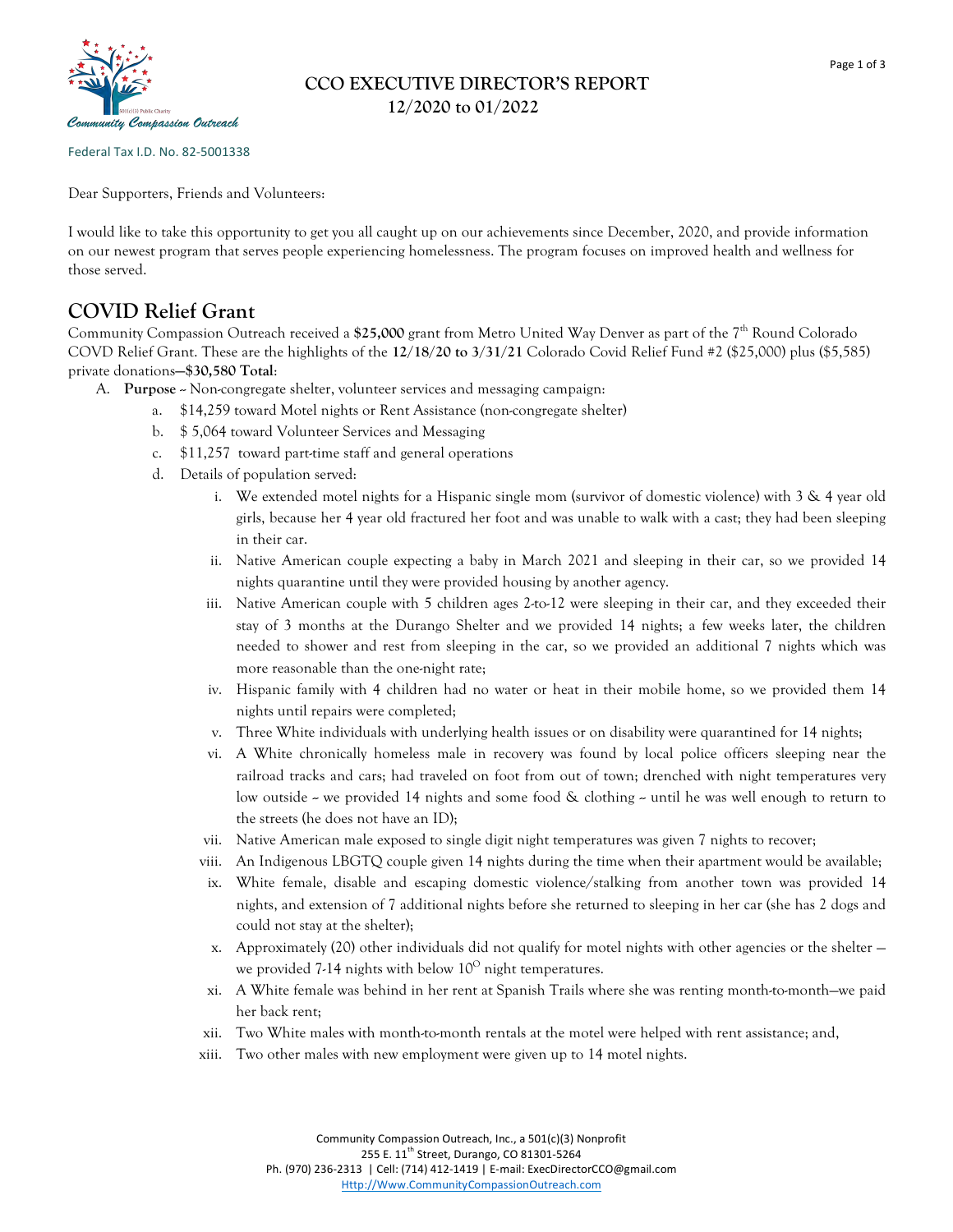Federal Tax I.D. No. 82-5001338

# CCO EXECUTIVE DIRECTOR'S REPORT
## 12/2020 to 01/2022

Dear Supporters, Friends and Volunteers:

I would like to take this opportunity to get you all caught up on our achievements since December, 2020, and provide information on our newest program that serves people experiencing homelessness. The program focuses on improved health and wellness for those served.

## COVID Relief Grant

Community Compassion Outreach received a **$25,000** grant from Metro United Way Denver as part of the 7th Round Colorado COVD Relief Grant. These are the highlights of the **12/18/20 to 3/31/21** Colorado Covid Relief Fund #2 ($25,000) plus ($5,585) private donations—**$30,580 Total**:

A. **Purpose** – Non-congregate shelter, volunteer services and messaging campaign:
   a. $14,259 toward Motel nights or Rent Assistance (non-congregate shelter)
   b. $ 5,064 toward Volunteer Services and Messaging
   c. $11,257 toward part-time staff and general operations
   d. Details of population served:
      i. We extended motel nights for a Hispanic single mom (survivor of domestic violence) with 3 & 4 year old girls, because her 4 year old fractured her foot and was unable to walk with a cast; they had been sleeping in their car.
      ii. Native American couple expecting a baby in March 2021 and sleeping in their car, so we provided 14 nights quarantine until they were provided housing by another agency.
      iii. Native American couple with 5 children ages 2-to-12 were sleeping in their car, and they exceeded their stay of 3 months at the Durango Shelter and we provided 14 nights; a few weeks later, the children needed to shower and rest from sleeping in the car, so we provided an additional 7 nights which was more reasonable than the one-night rate;
      iv. Hispanic family with 4 children had no water or heat in their mobile home, so we provided them 14 nights until repairs were completed;
      v. Three White individuals with underlying health issues or on disability were quarantined for 14 nights;
      vi. A White chronically homeless male in recovery was found by local police officers sleeping near the railroad tracks and cars; had traveled on foot from out of town; drenched with night temperatures very low outside – we provided 14 nights and some food & clothing – until he was well enough to return to the streets (he does not have an ID);
      vii. Native American male exposed to single digit night temperatures was given 7 nights to recover;
      viii. An Indigenous LBGTQ couple given 14 nights during the time when their apartment would be available;
      ix. White female, disable and escaping domestic violence/stalking from another town was provided 14 nights, and extension of 7 additional nights before she returned to sleeping in her car (she has 2 dogs and could not stay at the shelter);
      x. Approximately (20) other individuals did not qualify for motel nights with other agencies or the shelter – we provided 7-14 nights with below 10° night temperatures.
      xi. A White female was behind in her rent at Spanish Trails where she was renting month-to-month—we paid her back rent;
      xii. Two White males with month-to-month rentals at the motel were helped with rent assistance; and,
      xiii. Two other males with new employment were given up to 14 motel nights.

Community Compassion Outreach, Inc., a 501(c)(3) Nonprofit
255 E. 11th Street, Durango, CO 81301-5264
Ph. (970) 236-2313 | Cell: (714) 412-1419 | E-mail: ExecDirectorCCO@gmail.com
Http://Www.CommunityCompassionOutreach.com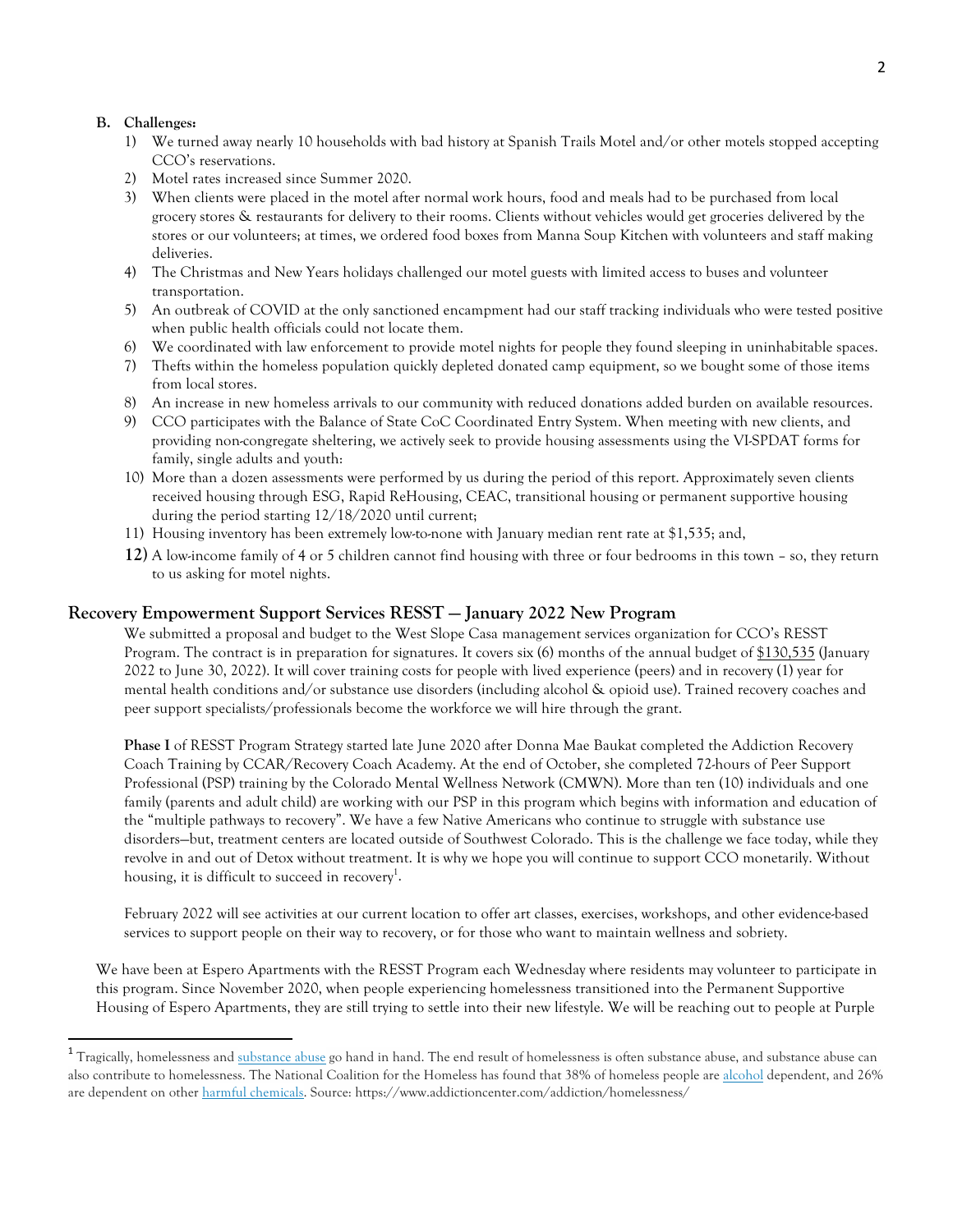**B. Challenges:**

1) We turned away nearly 10 households with bad history at Spanish Trails Motel and/or other motels stopped accepting CCO's reservations.
2) Motel rates increased since Summer 2020.
3) When clients were placed in the motel after normal work hours, food and meals had to be purchased from local grocery stores & restaurants for delivery to their rooms. Clients without vehicles would get groceries delivered by the stores or our volunteers; at times, we ordered food boxes from Manna Soup Kitchen with volunteers and staff making deliveries.
4) The Christmas and New Years holidays challenged our motel guests with limited access to buses and volunteer transportation.
5) An outbreak of COVID at the only sanctioned encampment had our staff tracking individuals who were tested positive when public health officials could not locate them.
6) We coordinated with law enforcement to provide motel nights for people they found sleeping in uninhabitable spaces.
7) Thefts within the homeless population quickly depleted donated camp equipment, so we bought some of those items from local stores.
8) An increase in new homeless arrivals to our community with reduced donations added burden on available resources.
9) CCO participates with the Balance of State CoC Coordinated Entry System. When meeting with new clients, and providing non-congregate sheltering, we actively seek to provide housing assessments using the VI-SPDAT forms for family, single adults and youth:
10) More than a dozen assessments were performed by us during the period of this report. Approximately seven clients received housing through ESG, Rapid ReHousing, CEAC, transitional housing or permanent supportive housing during the period starting 12/18/2020 until current;
11) Housing inventory has been extremely low-to-none with January median rent rate at $1,535; and,
12) A low-income family of 4 or 5 children cannot find housing with three or four bedrooms in this town – so, they return to us asking for motel nights.

## Recovery Empowerment Support Services RESST — January 2022 New Program

We submitted a proposal and budget to the West Slope Casa management services organization for CCO's RESST Program. The contract is in preparation for signatures. It covers six (6) months of the annual budget of $130,535 (January 2022 to June 30, 2022). It will cover training costs for people with lived experience (peers) and in recovery (1) year for mental health conditions and/or substance use disorders (including alcohol & opioid use). Trained recovery coaches and peer support specialists/professionals become the workforce we will hire through the grant.

**Phase I** of RESST Program Strategy started late June 2020 after Donna Mae Baukat completed the Addiction Recovery Coach Training by CCAR/Recovery Coach Academy. At the end of October, she completed 72-hours of Peer Support Professional (PSP) training by the Colorado Mental Wellness Network (CMWN). More than ten (10) individuals and one family (parents and adult child) are working with our PSP in this program which begins with information and education of the "multiple pathways to recovery". We have a few Native Americans who continue to struggle with substance use disorders—but, treatment centers are located outside of Southwest Colorado. This is the challenge we face today, while they revolve in and out of Detox without treatment. It is why we hope you will continue to support CCO monetarily. Without housing, it is difficult to succeed in recovery[1].

February 2022 will see activities at our current location to offer art classes, exercises, workshops, and other evidence-based services to support people on their way to recovery, or for those who want to maintain wellness and sobriety.

We have been at Espero Apartments with the RESST Program each Wednesday where residents may volunteer to participate in this program. Since November 2020, when people experiencing homelessness transitioned into the Permanent Supportive Housing of Espero Apartments, they are still trying to settle into their new lifestyle. We will be reaching out to people at Purple

[1] Tragically, homelessness and substance abuse go hand in hand. The end result of homelessness is often substance abuse, and substance abuse can also contribute to homelessness. The National Coalition for the Homeless has found that 38% of homeless people are alcohol dependent, and 26% are dependent on other harmful chemicals. Source: https://www.addictioncenter.com/addiction/homelessness/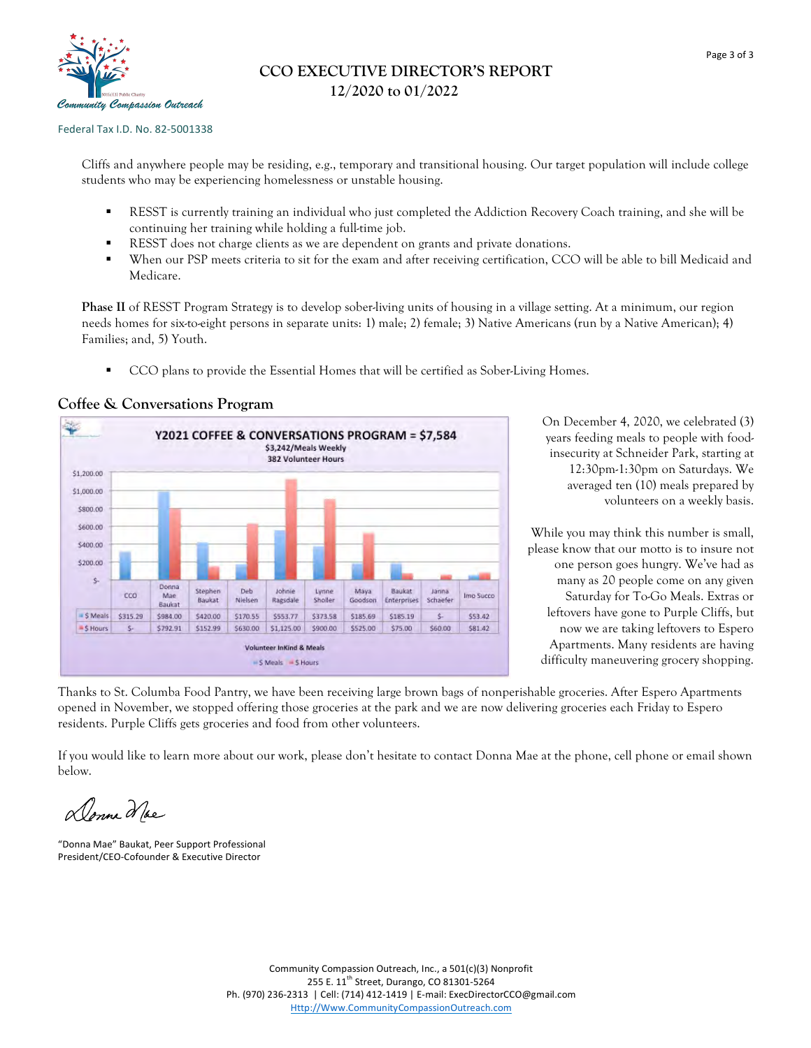Cliffs and anywhere people may be residing, e.g., temporary and transitional housing. Our target population will include college students who may be experiencing homelessness or unstable housing.

- RESST is currently training an individual who just completed the Addiction Recovery Coach training, and she will be continuing her training while holding a full-time job.
- RESST does not charge clients as we are dependent on grants and private donations.
- When our PSP meets criteria to sit for the exam and after receiving certification, CCO will be able to bill Medicaid and Medicare.

**Phase II** of RESST Program Strategy is to develop sober-living units of housing in a village setting. At a minimum, our region needs homes for six-to-eight persons in separate units: 1) male; 2) female; 3) Native Americans (run by a Native American); 4) Families; and, 5) Youth.

- CCO plans to provide the Essential Homes that will be certified as Sober-Living Homes.

## Coffee & Conversations Program

Y2021 COFFEE & CONVERSATIONS PROGRAM = $7,584
$3,242/Meals Weekly
382 Volunteer Hours

$1,200.00
$1,000.00
$800.00
$600.00
$400.00
$200.00
$-

CCO | Donna Mae Baukat | Stephen Baukat | Deb Nielsen | Johnie Ragsdale | Lynne Sholler | Maya Goodson | Baukat Enterprises | Janna Schaefer | Imo Succo

$ Meals: $315.29 | $984.00 | $420.00 | $170.55 | $553.77 | $373.58 | $185.69 | $185.19 | $- | $53.42

$ Hours: $- | $792.91 | $152.99 | $630.00 | $1,125.00 | $900.00 | $525.00 | $75.00 | $60.00 | $81.42

Volunteer InKind & Meals
$ Meals $ Hours

On December 4, 2020, we celebrated (3) years feeding meals to people with food-insecurity at Schneider Park, starting at 12:30pm-1:30pm on Saturdays. We averaged ten (10) meals prepared by volunteers on a weekly basis.

While you may think this number is small, please know that our motto is to insure not one person goes hungry. We've had as many as 20 people come on any given Saturday for To-Go Meals. Extras or leftovers have gone to Purple Cliffs, but now we are taking leftovers to Espero Apartments. Many residents are having difficulty maneuvering grocery shopping.

Thanks to St. Columba Food Pantry, we have been receiving large brown bags of nonperishable groceries. After Espero Apartments opened in November, we stopped offering those groceries at the park and we are now delivering groceries each Friday to Espero residents. Purple Cliffs gets groceries and food from other volunteers.

If you would like to learn more about our work, please don't hesitate to contact Donna Mae at the phone, cell phone or email shown below.

Donna Mae

"Donna Mae" Baukat, Peer Support Professional
President/CEO-Cofounder & Executive Director